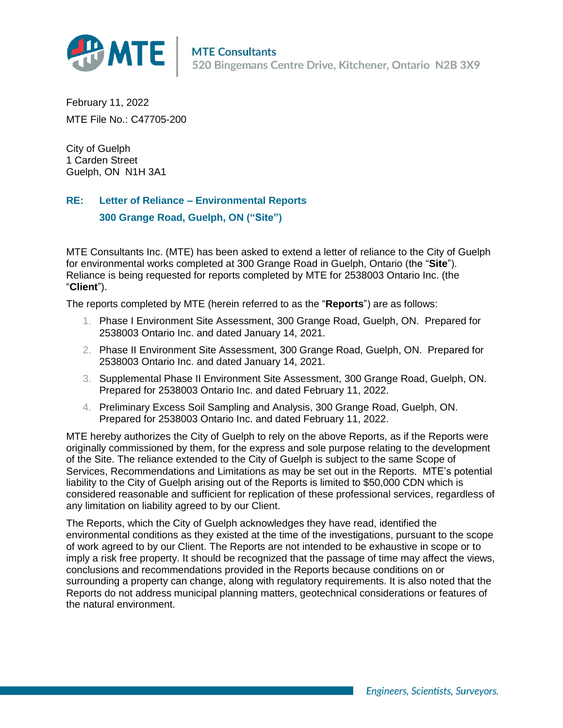MTE Consultants
520 Bingemans Centre Drive, Kitchener, Ontario N2B 3X9

February 11, 2022

MTE File No.: C47705-200

City of Guelph
1 Carden Street
Guelph, ON N1H 3A1

**RE: Letter of Reliance – Environmental Reports**
**300 Grange Road, Guelph, ON ("Site")**

MTE Consultants Inc. (MTE) has been asked to extend a letter of reliance to the City of Guelph for environmental works completed at 300 Grange Road in Guelph, Ontario (the "**Site**"). Reliance is being requested for reports completed by MTE for 2538003 Ontario Inc. (the "**Client**").

The reports completed by MTE (herein referred to as the "**Reports**") are as follows:

1. Phase I Environment Site Assessment, 300 Grange Road, Guelph, ON. Prepared for 2538003 Ontario Inc. and dated January 14, 2021.
2. Phase II Environment Site Assessment, 300 Grange Road, Guelph, ON. Prepared for 2538003 Ontario Inc. and dated January 14, 2021.
3. Supplemental Phase II Environment Site Assessment, 300 Grange Road, Guelph, ON. Prepared for 2538003 Ontario Inc. and dated February 11, 2022.
4. Preliminary Excess Soil Sampling and Analysis, 300 Grange Road, Guelph, ON. Prepared for 2538003 Ontario Inc. and dated February 11, 2022.

MTE hereby authorizes the City of Guelph to rely on the above Reports, as if the Reports were originally commissioned by them, for the express and sole purpose relating to the development of the Site. The reliance extended to the City of Guelph is subject to the same Scope of Services, Recommendations and Limitations as may be set out in the Reports. MTE's potential liability to the City of Guelph arising out of the Reports is limited to $50,000 CDN which is considered reasonable and sufficient for replication of these professional services, regardless of any limitation on liability agreed to by our Client.

The Reports, which the City of Guelph acknowledges they have read, identified the environmental conditions as they existed at the time of the investigations, pursuant to the scope of work agreed to by our Client. The Reports are not intended to be exhaustive in scope or to imply a risk free property. It should be recognized that the passage of time may affect the views, conclusions and recommendations provided in the Reports because conditions on or surrounding a property can change, along with regulatory requirements. It is also noted that the Reports do not address municipal planning matters, geotechnical considerations or features of the natural environment.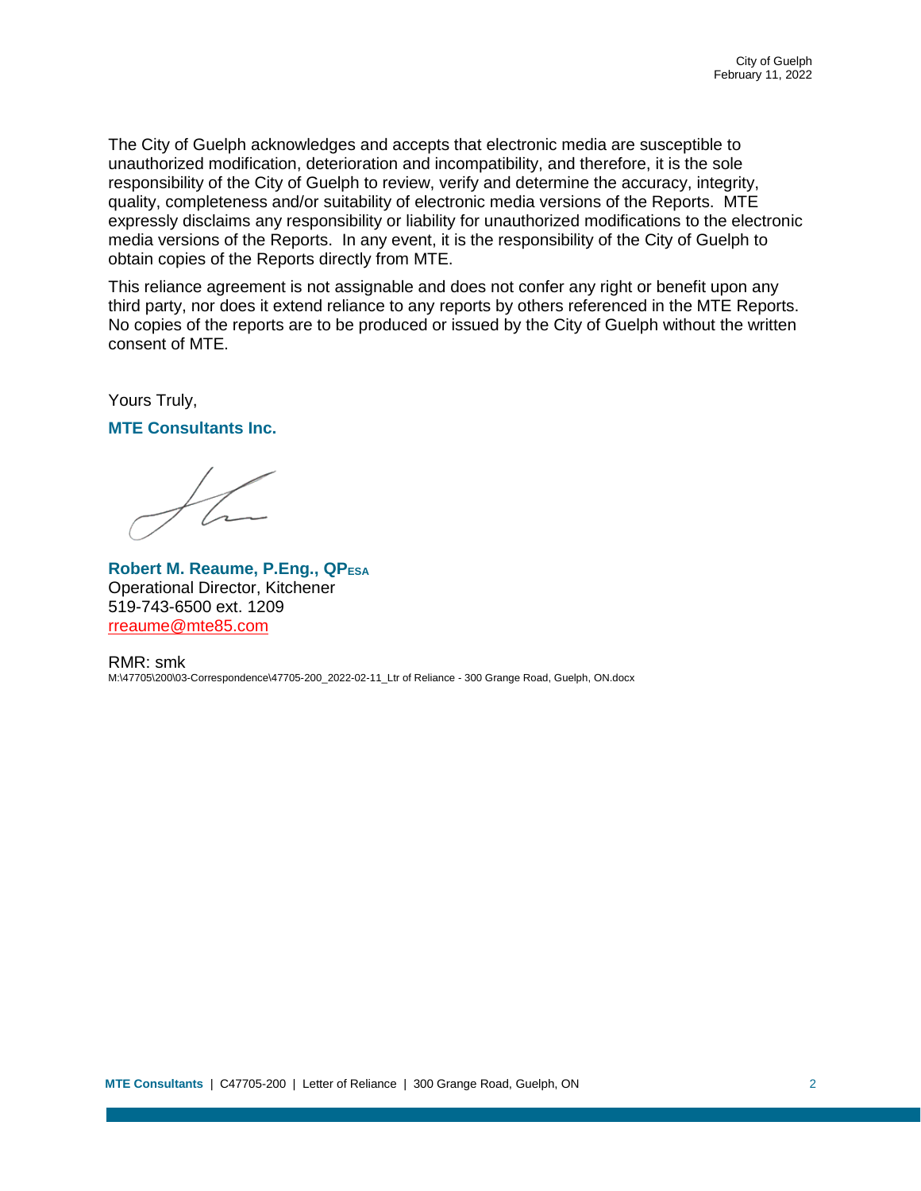The City of Guelph acknowledges and accepts that electronic media are susceptible to unauthorized modification, deterioration and incompatibility, and therefore, it is the sole responsibility of the City of Guelph to review, verify and determine the accuracy, integrity, quality, completeness and/or suitability of electronic media versions of the Reports. MTE expressly disclaims any responsibility or liability for unauthorized modifications to the electronic media versions of the Reports. In any event, it is the responsibility of the City of Guelph to obtain copies of the Reports directly from MTE.

This reliance agreement is not assignable and does not confer any right or benefit upon any third party, nor does it extend reliance to any reports by others referenced in the MTE Reports. No copies of the reports are to be produced or issued by the City of Guelph without the written consent of MTE.

Yours Truly,

**MTE Consultants Inc.**

**Robert M. Reaume, P.Eng., QP$_{ESA}$**
Operational Director, Kitchener
519-743-6500 ext. 1209
rreaume@mte85.com

RMR: smk
M:\47705\200\03-Correspondence\47705-200_2022-02-11_Ltr of Reliance - 300 Grange Road, Guelph, ON.docx